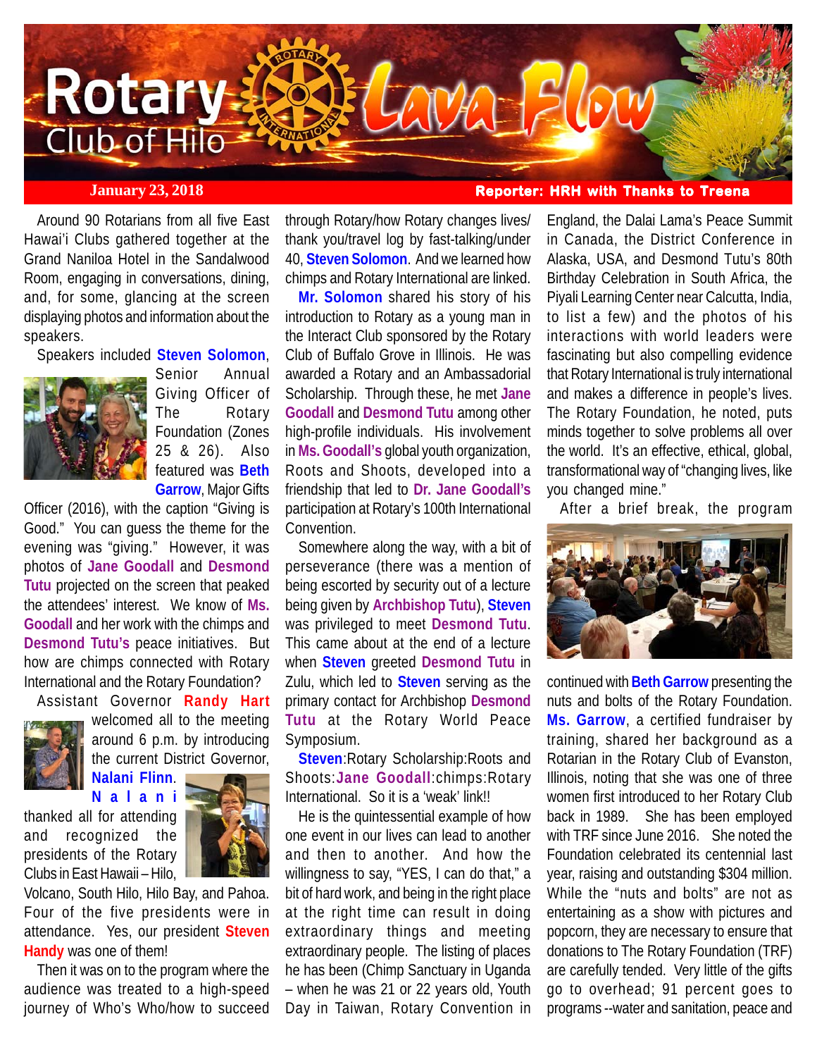# Rotary Club of Hilo Lava Flow

**January 23, 2018** — **Reporter: HRH with Thanks to Treena**

Around 90 Rotarians from all five East Hawai'i Clubs gathered together at the Grand Naniloa Hotel in the Sandalwood Room, engaging in conversations, dining, and, for some, glancing at the screen displaying photos and information about the speakers.

Speakers included **Steven Solomon**, Senior Annual Giving Officer of The Rotary Foundation (Zones 25 & 26). Also featured was **Beth Garrow**, Major Gifts Officer (2016), with the caption "Giving is Good." You can guess the theme for the evening was "giving." However, it was photos of **Jane Goodall** and **Desmond Tutu** projected on the screen that peaked the attendees' interest. We know of **Ms. Goodall** and her work with the chimps and **Desmond Tutu's** peace initiatives. But how are chimps connected with Rotary International and the Rotary Foundation?

Assistant Governor **Randy Hart** welcomed all to the meeting around 6 p.m. by introducing the current District Governor, **Nalani Flinn**. **Nalani** thanked all for attending and recognized the presidents of the Rotary Clubs in East Hawaii – Hilo, Volcano, South Hilo, Hilo Bay, and Pahoa. Four of the five presidents were in attendance. Yes, our president **Steven Handy** was one of them!

Then it was on to the program where the audience was treated to a high-speed journey of Who's Who/how to succeed through Rotary/how Rotary changes lives/ thank you/travel log by fast-talking/under 40, **Steven Solomon**. And we learned how chimps and Rotary International are linked.

**Mr. Solomon** shared his story of his introduction to Rotary as a young man in the Interact Club sponsored by the Rotary Club of Buffalo Grove in Illinois. He was awarded a Rotary and an Ambassadorial Scholarship. Through these, he met **Jane Goodall** and **Desmond Tutu** among other high-profile individuals. His involvement in **Ms. Goodall's** global youth organization, Roots and Shoots, developed into a friendship that led to **Dr. Jane Goodall's** participation at Rotary's 100th International Convention.

Somewhere along the way, with a bit of perseverance (there was a mention of being escorted by security out of a lecture being given by **Archbishop Tutu**), **Steven** was privileged to meet **Desmond Tutu**. This came about at the end of a lecture when **Steven** greeted **Desmond Tutu** in Zulu, which led to **Steven** serving as the primary contact for Archbishop **Desmond Tutu** at the Rotary World Peace Symposium.

**Steven**:Rotary Scholarship:Roots and Shoots:**Jane Goodall**:chimps:Rotary International. So it is a 'weak' link!!

He is the quintessential example of how one event in our lives can lead to another and then to another. And how the willingness to say, "YES, I can do that," a bit of hard work, and being in the right place at the right time can result in doing extraordinary things and meeting extraordinary people. The listing of places he has been (Chimp Sanctuary in Uganda – when he was 21 or 22 years old, Youth Day in Taiwan, Rotary Convention in England, the Dalai Lama's Peace Summit in Canada, the District Conference in Alaska, USA, and Desmond Tutu's 80th Birthday Celebration in South Africa, the Piyali Learning Center near Calcutta, India, to list a few) and the photos of his interactions with world leaders were fascinating but also compelling evidence that Rotary International is truly international and makes a difference in people's lives. The Rotary Foundation, he noted, puts minds together to solve problems all over the world. It's an effective, ethical, global, transformational way of "changing lives, like you changed mine."

After a brief break, the program continued with **Beth Garrow** presenting the nuts and bolts of the Rotary Foundation. **Ms. Garrow**, a certified fundraiser by training, shared her background as a Rotarian in the Rotary Club of Evanston, Illinois, noting that she was one of three women first introduced to her Rotary Club back in 1989. She has been employed with TRF since June 2016. She noted the Foundation celebrated its centennial last year, raising and outstanding $304 million. While the "nuts and bolts" are not as entertaining as a show with pictures and popcorn, they are necessary to ensure that donations to The Rotary Foundation (TRF) are carefully tended. Very little of the gifts go to overhead; 91 percent goes to programs --water and sanitation, peace and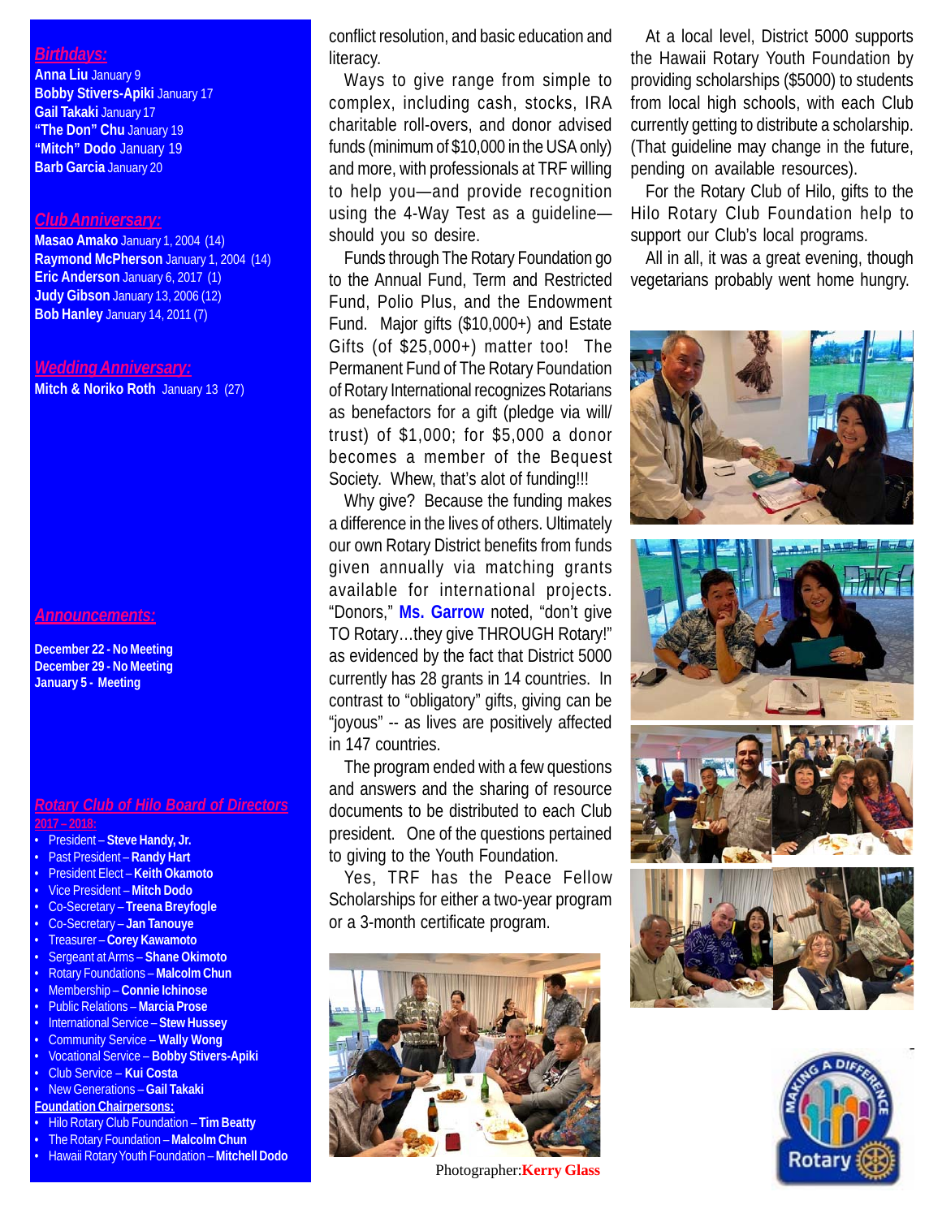## *Birthdays:*

**Anna Liu** January 9
**Bobby Stivers-Apiki** January 17
**Gail Takaki** January 17
**"The Don" Chu** January 19
**"Mitch" Dodo** January 19
**Barb Garcia** January 20

## *Club Anniversary:*

**Masao Amako** January 1, 2004 (14)
**Raymond McPherson** January 1, 2004 (14)
**Eric Anderson** January 6, 2017 (1)
**Judy Gibson** January 13, 2006 (12)
**Bob Hanley** January 14, 2011 (7)

## *Wedding Anniversary:*

**Mitch & Noriko Roth** January 13 (27)

## *Announcements:*

**December 22 - No Meeting**
**December 29 - No Meeting**
**January 5 - Meeting**

## *Rotary Club of Hilo Board of Directors*

**2017 – 2018:**

- President – **Steve Handy, Jr.**
- Past President – **Randy Hart**
- President Elect – **Keith Okamoto**
- Vice President – **Mitch Dodo**
- Co-Secretary – **Treena Breyfogle**
- Co-Secretary – **Jan Tanouye**
- Treasurer – **Corey Kawamoto**
- Sergeant at Arms – **Shane Okimoto**
- Rotary Foundations – **Malcolm Chun**
- Membership – **Connie Ichinose**
- Public Relations – **Marcia Prose**
- International Service – **Stew Hussey**
- Community Service – **Wally Wong**
- Vocational Service – **Bobby Stivers-Apiki**
- Club Service – **Kui Costa**
- New Generations – **Gail Takaki**

**Foundation Chairpersons:**

- Hilo Rotary Club Foundation – **Tim Beatty**
- The Rotary Foundation – **Malcolm Chun**
- Hawaii Rotary Youth Foundation – **Mitchell Dodo**

conflict resolution, and basic education and literacy.

Ways to give range from simple to complex, including cash, stocks, IRA charitable roll-overs, and donor advised funds (minimum of $10,000 in the USA only) and more, with professionals at TRF willing to help you—and provide recognition using the 4-Way Test as a guideline—should you so desire.

Funds through The Rotary Foundation go to the Annual Fund, Term and Restricted Fund, Polio Plus, and the Endowment Fund. Major gifts ($10,000+) and Estate Gifts (of $25,000+) matter too! The Permanent Fund of The Rotary Foundation of Rotary International recognizes Rotarians as benefactors for a gift (pledge via will/trust) of $1,000; for $5,000 a donor becomes a member of the Bequest Society. Whew, that's alot of funding!!!

Why give? Because the funding makes a difference in the lives of others. Ultimately our own Rotary District benefits from funds given annually via matching grants available for international projects. "Donors," **Ms. Garrow** noted, "don't give TO Rotary…they give THROUGH Rotary!" as evidenced by the fact that District 5000 currently has 28 grants in 14 countries. In contrast to "obligatory" gifts, giving can be "joyous" -- as lives are positively affected in 147 countries.

The program ended with a few questions and answers and the sharing of resource documents to be distributed to each Club president. One of the questions pertained to giving to the Youth Foundation.

Yes, TRF has the Peace Fellow Scholarships for either a two-year program or a 3-month certificate program.

Photographer: **Kerry Glass**

At a local level, District 5000 supports the Hawaii Rotary Youth Foundation by providing scholarships ($5000) to students from local high schools, with each Club currently getting to distribute a scholarship. (That guideline may change in the future, pending on available resources).

For the Rotary Club of Hilo, gifts to the Hilo Rotary Club Foundation help to support our Club's local programs.

All in all, it was a great evening, though vegetarians probably went home hungry.